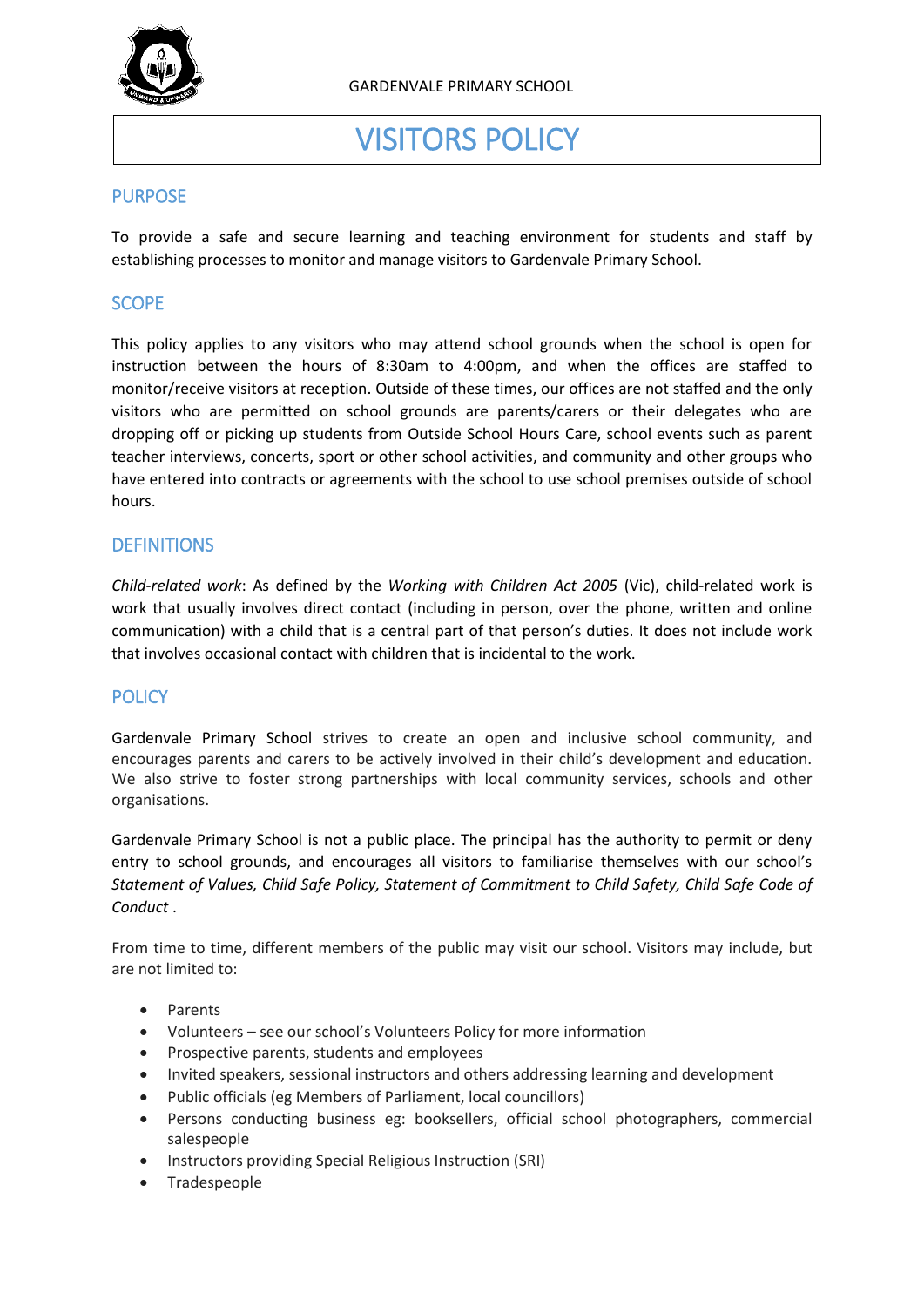GARDENVALE PRIMARY SCHOOL

# VISITORS POLICY

## PURPOSE

To provide a safe and secure learning and teaching environment for students and staff by establishing processes to monitor and manage visitors to Gardenvale Primary School.

## SCOPE

This policy applies to any visitors who may attend school grounds when the school is open for instruction between the hours of 8:30am to 4:00pm, and when the offices are staffed to monitor/receive visitors at reception. Outside of these times, our offices are not staffed and the only visitors who are permitted on school grounds are parents/carers or their delegates who are dropping off or picking up students from Outside School Hours Care, school events such as parent teacher interviews, concerts, sport or other school activities, and community and other groups who have entered into contracts or agreements with the school to use school premises outside of school hours.

## DEFINITIONS

*Child-related work*: As defined by the *Working with Children Act 2005* (Vic), child-related work is work that usually involves direct contact (including in person, over the phone, written and online communication) with a child that is a central part of that person's duties. It does not include work that involves occasional contact with children that is incidental to the work.

## POLICY

Gardenvale Primary School strives to create an open and inclusive school community, and encourages parents and carers to be actively involved in their child's development and education. We also strive to foster strong partnerships with local community services, schools and other organisations.

Gardenvale Primary School is not a public place. The principal has the authority to permit or deny entry to school grounds, and encourages all visitors to familiarise themselves with our school's *Statement of Values, Child Safe Policy, Statement of Commitment to Child Safety, Child Safe Code of Conduct* .

From time to time, different members of the public may visit our school. Visitors may include, but are not limited to:

- Parents
- Volunteers – see our school's Volunteers Policy for more information
- Prospective parents, students and employees
- Invited speakers, sessional instructors and others addressing learning and development
- Public officials (eg Members of Parliament, local councillors)
- Persons conducting business eg: booksellers, official school photographers, commercial salespeople
- Instructors providing Special Religious Instruction (SRI)
- Tradespeople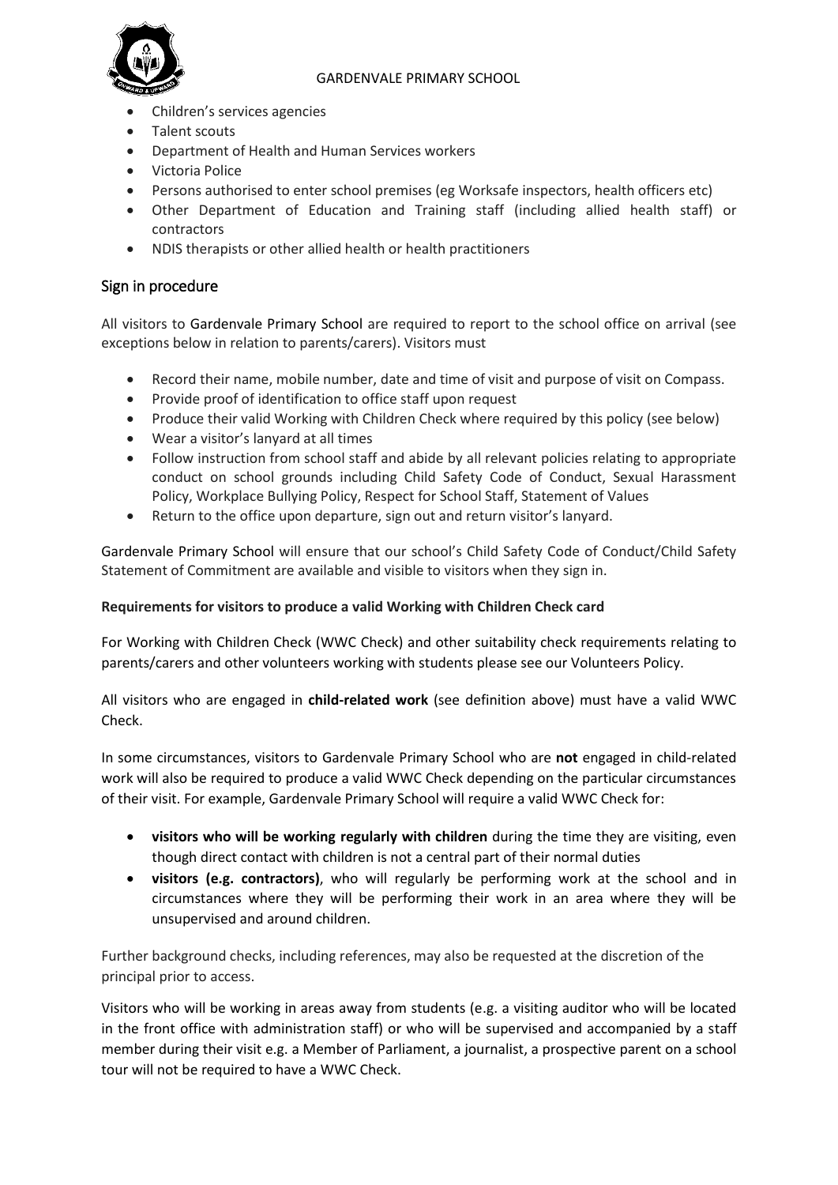- Children's services agencies
- Talent scouts
- Department of Health and Human Services workers
- Victoria Police
- Persons authorised to enter school premises (eg Worksafe inspectors, health officers etc)
- Other Department of Education and Training staff (including allied health staff) or contractors
- NDIS therapists or other allied health or health practitioners

## Sign in procedure

All visitors to Gardenvale Primary School are required to report to the school office on arrival (see exceptions below in relation to parents/carers). Visitors must

- Record their name, mobile number, date and time of visit and purpose of visit on Compass.
- Provide proof of identification to office staff upon request
- Produce their valid Working with Children Check where required by this policy (see below)
- Wear a visitor's lanyard at all times
- Follow instruction from school staff and abide by all relevant policies relating to appropriate conduct on school grounds including Child Safety Code of Conduct, Sexual Harassment Policy, Workplace Bullying Policy, Respect for School Staff, Statement of Values
- Return to the office upon departure, sign out and return visitor's lanyard.

Gardenvale Primary School will ensure that our school's Child Safety Code of Conduct/Child Safety Statement of Commitment are available and visible to visitors when they sign in.

**Requirements for visitors to produce a valid Working with Children Check card**

For Working with Children Check (WWC Check) and other suitability check requirements relating to parents/carers and other volunteers working with students please see our Volunteers Policy.

All visitors who are engaged in **child-related work** (see definition above) must have a valid WWC Check.

In some circumstances, visitors to Gardenvale Primary School who are **not** engaged in child-related work will also be required to produce a valid WWC Check depending on the particular circumstances of their visit. For example, Gardenvale Primary School will require a valid WWC Check for:

- **visitors who will be working regularly with children** during the time they are visiting, even though direct contact with children is not a central part of their normal duties
- **visitors (e.g. contractors)**, who will regularly be performing work at the school and in circumstances where they will be performing their work in an area where they will be unsupervised and around children.

Further background checks, including references, may also be requested at the discretion of the principal prior to access.

Visitors who will be working in areas away from students (e.g. a visiting auditor who will be located in the front office with administration staff) or who will be supervised and accompanied by a staff member during their visit e.g. a Member of Parliament, a journalist, a prospective parent on a school tour will not be required to have a WWC Check.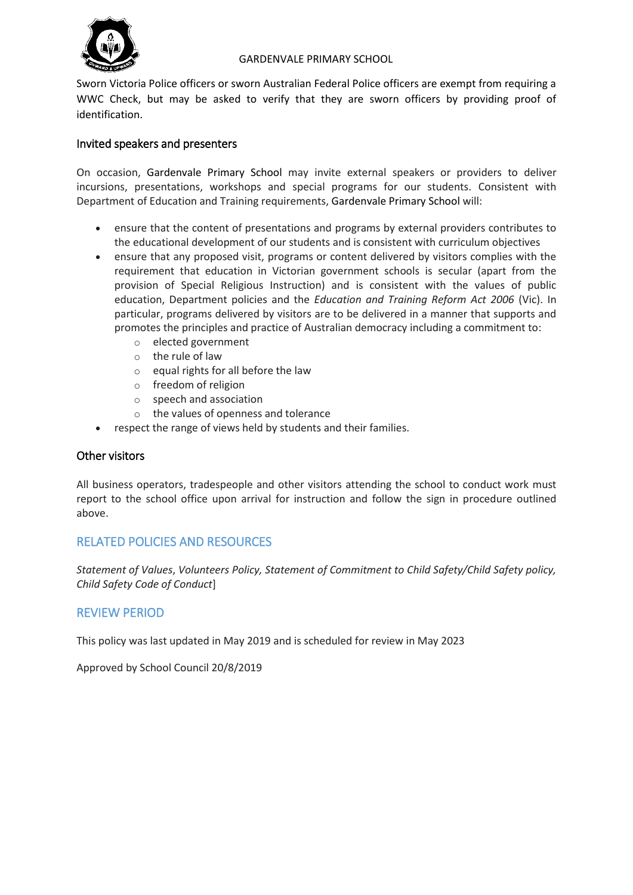Sworn Victoria Police officers or sworn Australian Federal Police officers are exempt from requiring a WWC Check, but may be asked to verify that they are sworn officers by providing proof of identification.

### Invited speakers and presenters

On occasion, Gardenvale Primary School may invite external speakers or providers to deliver incursions, presentations, workshops and special programs for our students. Consistent with Department of Education and Training requirements, Gardenvale Primary School will:

- ensure that the content of presentations and programs by external providers contributes to the educational development of our students and is consistent with curriculum objectives
- ensure that any proposed visit, programs or content delivered by visitors complies with the requirement that education in Victorian government schools is secular (apart from the provision of Special Religious Instruction) and is consistent with the values of public education, Department policies and the *Education and Training Reform Act 2006* (Vic). In particular, programs delivered by visitors are to be delivered in a manner that supports and promotes the principles and practice of Australian democracy including a commitment to:
    - elected government
    - the rule of law
    - equal rights for all before the law
    - freedom of religion
    - speech and association
    - the values of openness and tolerance
- respect the range of views held by students and their families.

### Other visitors

All business operators, tradespeople and other visitors attending the school to conduct work must report to the school office upon arrival for instruction and follow the sign in procedure outlined above.

## RELATED POLICIES AND RESOURCES

*Statement of Values*, *Volunteers Policy, Statement of Commitment to Child Safety/Child Safety policy, Child Safety Code of Conduct*]

## REVIEW PERIOD

This policy was last updated in May 2019 and is scheduled for review in May 2023

Approved by School Council 20/8/2019